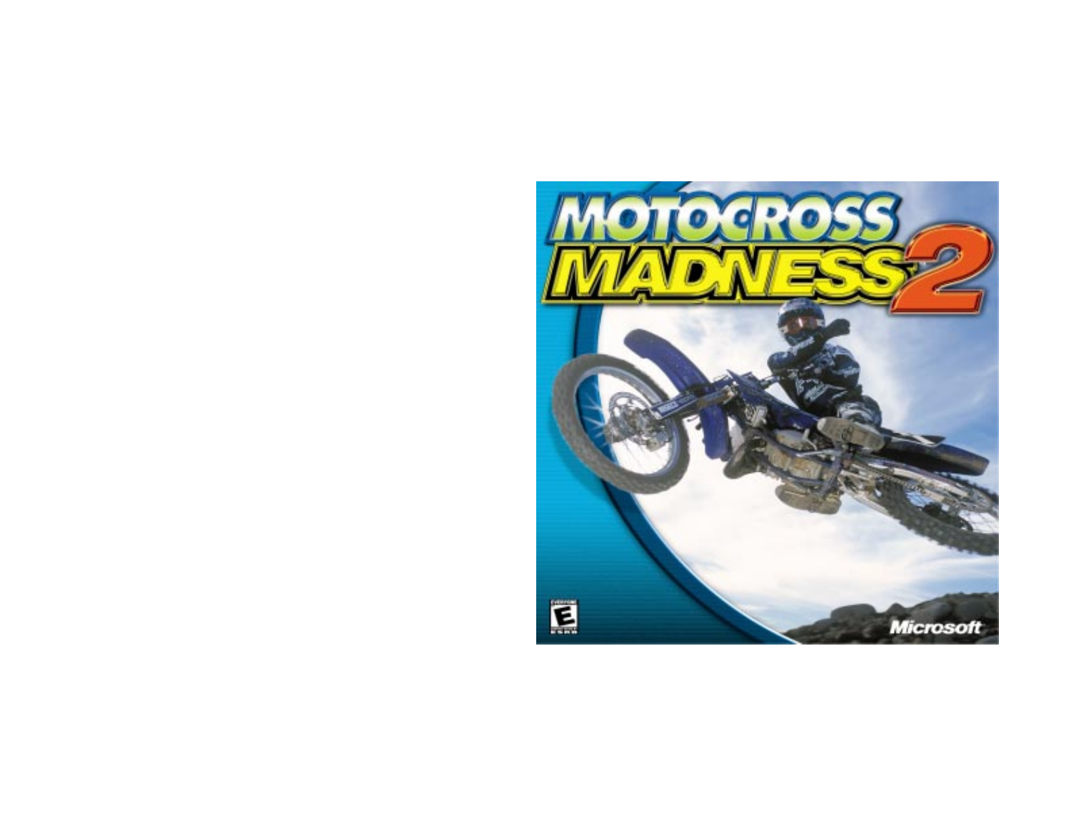# MOTOCROSS MADNESS 2

EVERYONE

E

ESRB

Microsoft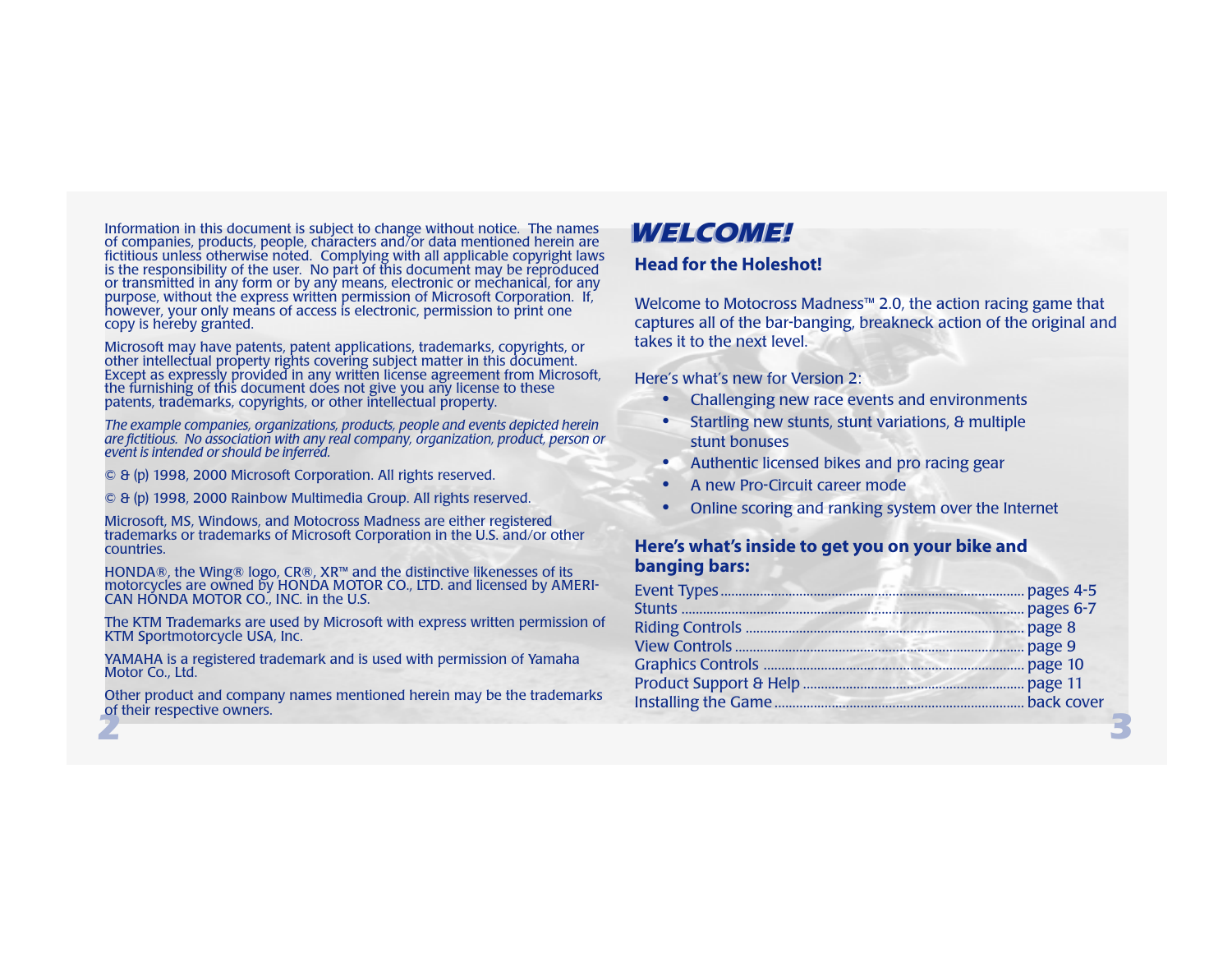Information in this document is subject to change without notice. The names of companies, products, people, characters and/or data mentioned herein are fictitious unless otherwise noted. Complying with all applicable copyright laws is the responsibility of the user. No part of this document may be reproduced or transmitted in any form or by any means, electronic or mechanical, for any purpose, without the express written permission of Microsoft Corporation. If, however, your only means of access is electronic, permission to print one copy is hereby granted.

Microsoft may have patents, patent applications, trademarks, copyrights, or other intellectual property rights covering subject matter in this document. Except as expressly provided in any written license agreement from Microsoft, the furnishing of this document does not give you any license to these patents, trademarks, copyrights, or other intellectual property.

*The example companies, organizations, products, people and events depicted herein are fictitious. No association with any real company, organization, product, person or event is intended or should be inferred.*

© & (p) 1998, 2000 Microsoft Corporation. All rights reserved.

© & (p) 1998, 2000 Rainbow Multimedia Group. All rights reserved.

Microsoft, MS, Windows, and Motocross Madness are either registered trademarks or trademarks of Microsoft Corporation in the U.S. and/or other countries.

HONDA®, the Wing® logo, CR®, XR™ and the distinctive likenesses of its motorcycles are owned by HONDA MOTOR CO., LTD. and licensed by AMERICAN HONDA MOTOR CO., INC. in the U.S.

The KTM Trademarks are used by Microsoft with express written permission of KTM Sportmotorcycle USA, Inc.

YAMAHA is a registered trademark and is used with permission of Yamaha Motor Co., Ltd.

Other product and company names mentioned herein may be the trademarks of their respective owners.

# WELCOME!

**Head for the Holeshot!**

Welcome to Motocross Madness™ 2.0, the action racing game that captures all of the bar-banging, breakneck action of the original and takes it to the next level.

Here's what's new for Version 2:

- Challenging new race events and environments
- Startling new stunts, stunt variations, & multiple stunt bonuses
- Authentic licensed bikes and pro racing gear
- A new Pro-Circuit career mode
- Online scoring and ranking system over the Internet

**Here's what's inside to get you on your bike and banging bars:**

Event Types ........ pages 4-5
Stunts ........ pages 6-7
Riding Controls ........ page 8
View Controls ........ page 9
Graphics Controls ........ page 10
Product Support & Help ........ page 11
Installing the Game ........ back cover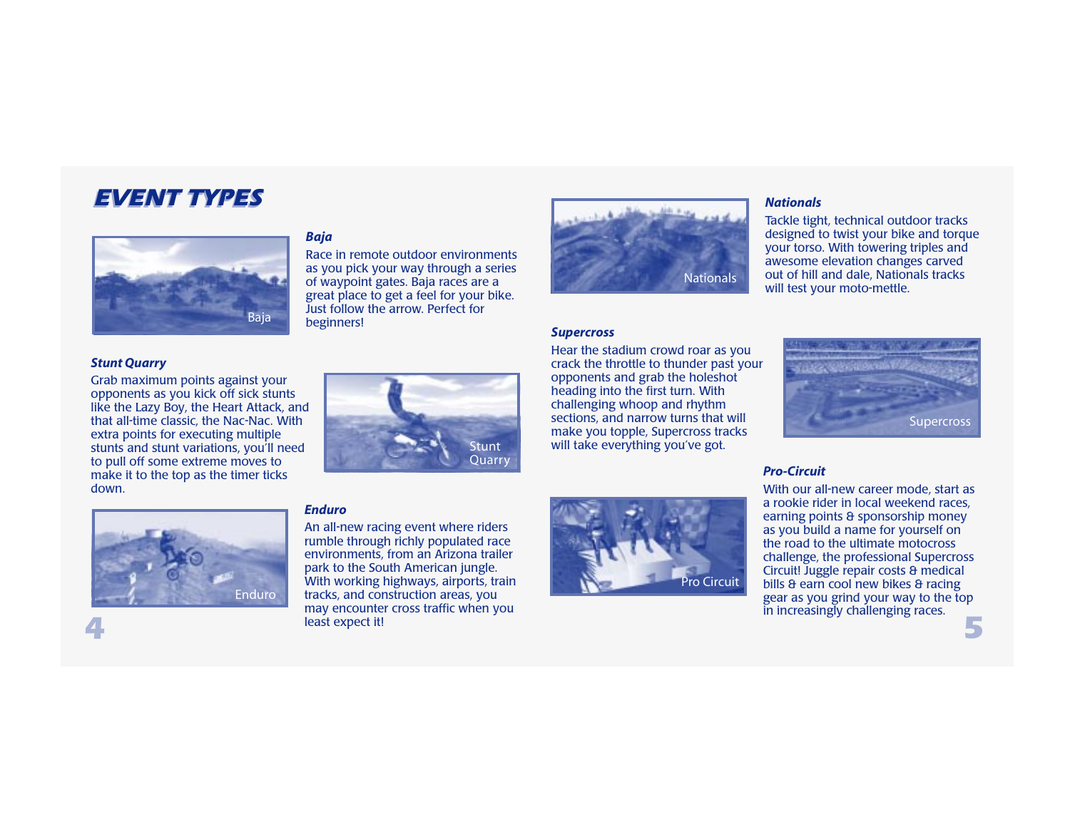# EVENT TYPES

### *Baja*

Race in remote outdoor environments as you pick your way through a series of waypoint gates. Baja races are a great place to get a feel for your bike. Just follow the arrow. Perfect for beginners!

### *Stunt Quarry*

Grab maximum points against your opponents as you kick off sick stunts like the Lazy Boy, the Heart Attack, and that all-time classic, the Nac-Nac. With extra points for executing multiple stunts and stunt variations, you'll need to pull off some extreme moves to make it to the top as the timer ticks down.

### *Enduro*

An all-new racing event where riders rumble through richly populated race environments, from an Arizona trailer park to the South American jungle. With working highways, airports, train tracks, and construction areas, you may encounter cross traffic when you least expect it!

### *Nationals*

Tackle tight, technical outdoor tracks designed to twist your bike and torque your torso. With towering triples and awesome elevation changes carved out of hill and dale, Nationals tracks will test your moto-mettle.

### *Supercross*

Hear the stadium crowd roar as you crack the throttle to thunder past your opponents and grab the holeshot heading into the first turn. With challenging whoop and rhythm sections, and narrow turns that will make you topple, Supercross tracks will take everything you've got.

### *Pro-Circuit*

With our all-new career mode, start as a rookie rider in local weekend races, earning points & sponsorship money as you build a name for yourself on the road to the ultimate motocross challenge, the professional Supercross Circuit! Juggle repair costs & medical bills & earn cool new bikes & racing gear as you grind your way to the top in increasingly challenging races.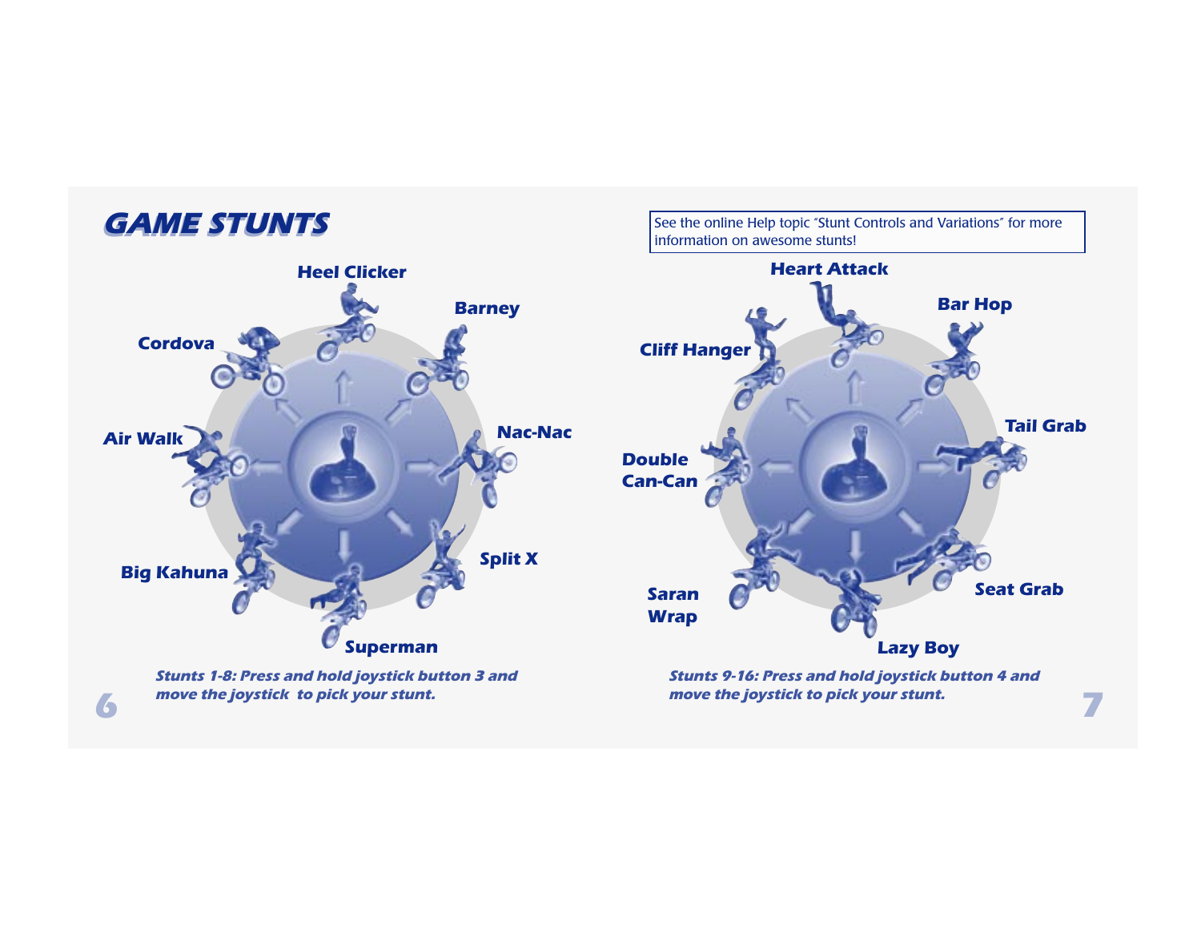# GAME STUNTS

See the online Help topic "Stunt Controls and Variations" for more information on awesome stunts!

Heel Clicker

Barney

Cordova

Air Walk

Nac-Nac

Big Kahuna

Split X

Superman

***Stunts 1-8: Press and hold joystick button 3 and move the joystick to pick your stunt.***

Heart Attack

Bar Hop

Cliff Hanger

Tail Grab

Double Can-Can

Saran Wrap

Seat Grab

Lazy Boy

***Stunts 9-16: Press and hold joystick button 4 and move the joystick to pick your stunt.***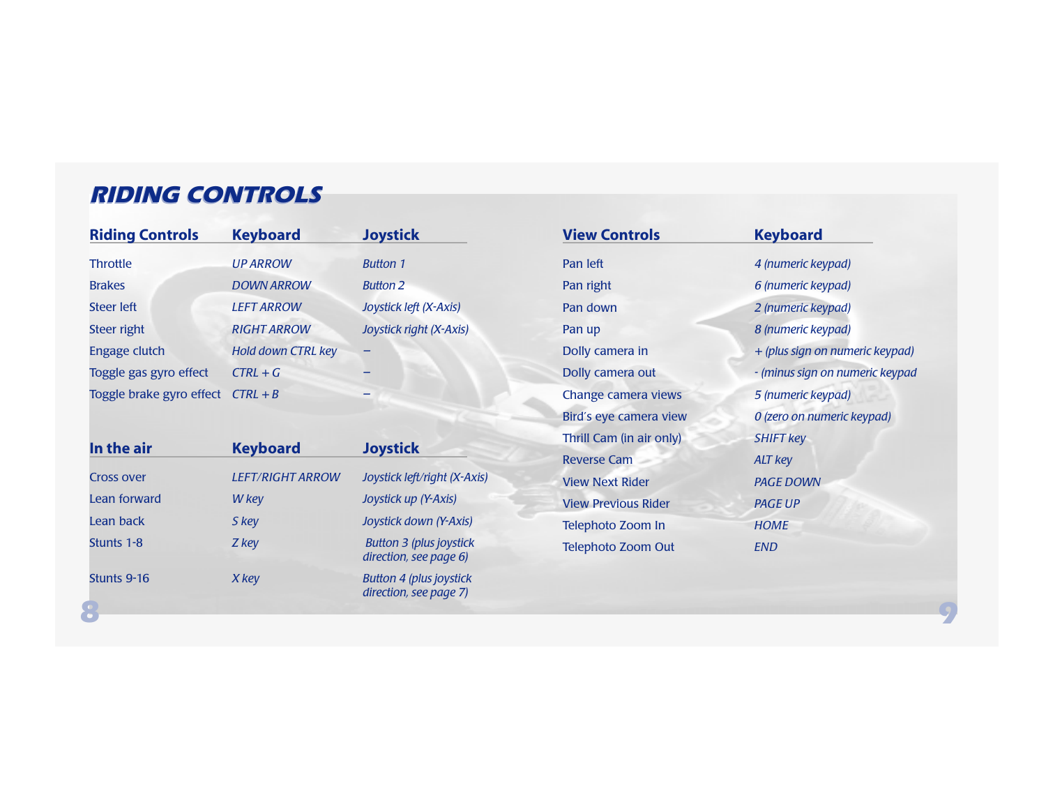# RIDING CONTROLS

| Riding Controls | Keyboard | Joystick |
|---|---|---|
| Throttle | *UP ARROW* | *Button 1* |
| Brakes | *DOWN ARROW* | *Button 2* |
| Steer left | *LEFT ARROW* | *Joystick left (X-Axis)* |
| Steer right | *RIGHT ARROW* | *Joystick right (X-Axis)* |
| Engage clutch | *Hold down CTRL key* | – |
| Toggle gas gyro effect | *CTRL + G* | – |
| Toggle brake gyro effect | *CTRL + B* | – |

| In the air | Keyboard | Joystick |
|---|---|---|
| Cross over | *LEFT/RIGHT ARROW* | *Joystick left/right (X-Axis)* |
| Lean forward | *W key* | *Joystick up (Y-Axis)* |
| Lean back | *S key* | *Joystick down (Y-Axis)* |
| Stunts 1-8 | *Z key* | *Button 3 (plus joystick direction, see page 6)* |
| Stunts 9-16 | *X key* | *Button 4 (plus joystick direction, see page 7)* |

| View Controls | Keyboard |
|---|---|
| Pan left | *4 (numeric keypad)* |
| Pan right | *6 (numeric keypad)* |
| Pan down | *2 (numeric keypad)* |
| Pan up | *8 (numeric keypad)* |
| Dolly camera in | *+ (plus sign on numeric keypad)* |
| Dolly camera out | *- (minus sign on numeric keypad* |
| Change camera views | *5 (numeric keypad)* |
| Bird´s eye camera view | *0 (zero on numeric keypad)* |
| Thrill Cam (in air only) | *SHIFT key* |
| Reverse Cam | *ALT key* |
| View Next Rider | *PAGE DOWN* |
| View Previous Rider | *PAGE UP* |
| Telephoto Zoom In | *HOME* |
| Telephoto Zoom Out | *END* |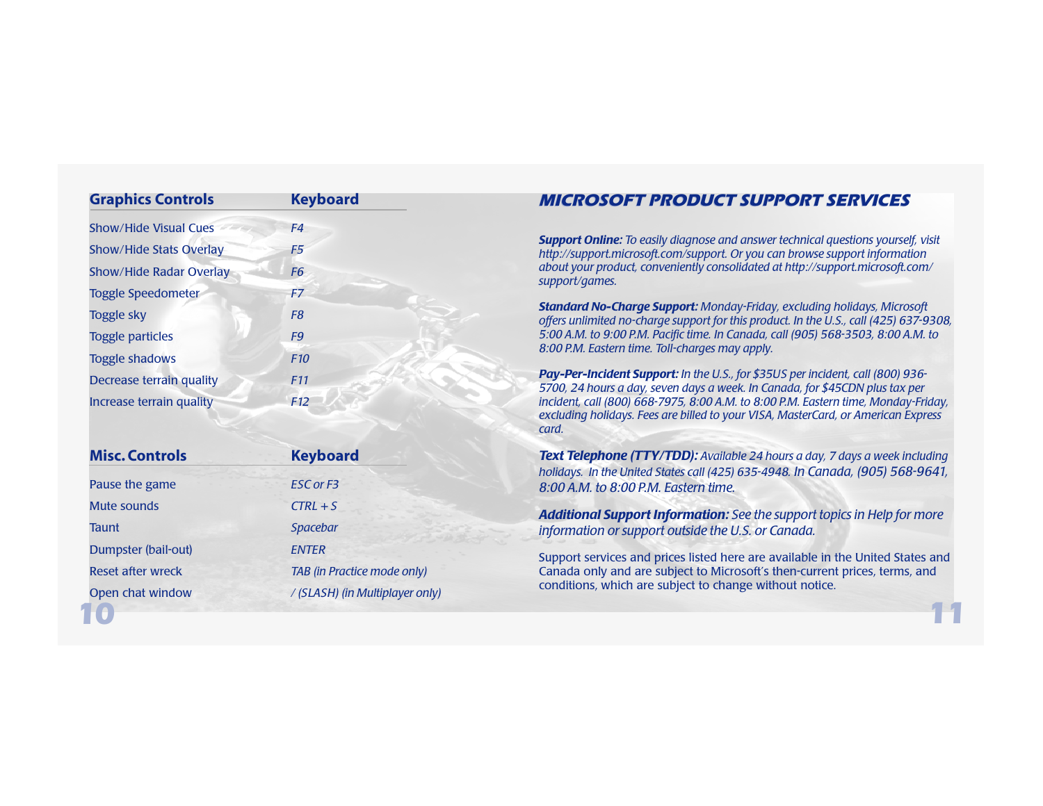| Graphics Controls | Keyboard |
|---|---|
| Show/Hide Visual Cues | *F4* |
| Show/Hide Stats Overlay | *F5* |
| Show/Hide Radar Overlay | *F6* |
| Toggle Speedometer | *F7* |
| Toggle sky | *F8* |
| Toggle particles | *F9* |
| Toggle shadows | *F10* |
| Decrease terrain quality | *F11* |
| Increase terrain quality | *F12* |

| Misc. Controls | Keyboard |
|---|---|
| Pause the game | *ESC or F3* |
| Mute sounds | *CTRL + S* |
| Taunt | *Spacebar* |
| Dumpster (bail-out) | *ENTER* |
| Reset after wreck | *TAB (in Practice mode only)* |
| Open chat window | */ (SLASH) (in Multiplayer only)* |

## MICROSOFT PRODUCT SUPPORT SERVICES

***Support Online:*** *To easily diagnose and answer technical questions yourself, visit http://support.microsoft.com/support. Or you can browse support information about your product, conveniently consolidated at http://support.microsoft.com/support/games.*

***Standard No-Charge Support:*** *Monday-Friday, excluding holidays, Microsoft offers unlimited no-charge support for this product. In the U.S., call (425) 637-9308, 5:00 A.M. to 9:00 P.M. Pacific time. In Canada, call (905) 568-3503, 8:00 A.M. to 8:00 P.M. Eastern time. Toll-charges may apply.*

***Pay-Per-Incident Support:*** *In the U.S., for $35US per incident, call (800) 936-5700, 24 hours a day, seven days a week. In Canada, for $45CDN plus tax per incident, call (800) 668-7975, 8:00 A.M. to 8:00 P.M. Eastern time, Monday-Friday, excluding holidays. Fees are billed to your VISA, MasterCard, or American Express card.*

***Text Telephone (TTY/TDD):*** *Available 24 hours a day, 7 days a week including holidays. In the United States call (425) 635-4948. In Canada, (905) 568-9641, 8:00 A.M. to 8:00 P.M. Eastern time.*

***Additional Support Information:*** *See the support topics in Help for more information or support outside the U.S. or Canada.*

Support services and prices listed here are available in the United States and Canada only and are subject to Microsoft's then-current prices, terms, and conditions, which are subject to change without notice.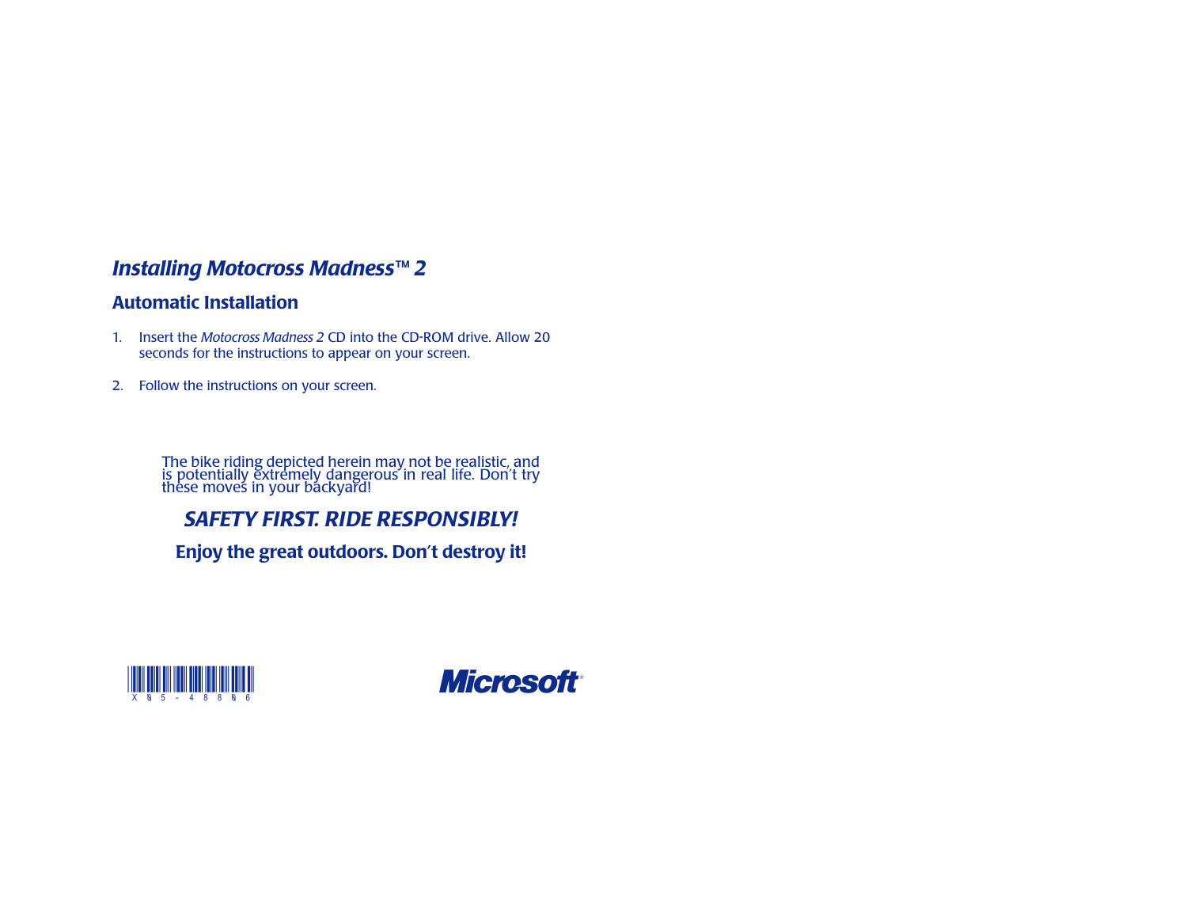# *Installing Motocross Madness™ 2*

## Automatic Installation

1. Insert the *Motocross Madness 2* CD into the CD-ROM drive. Allow 20 seconds for the instructions to appear on your screen.

2. Follow the instructions on your screen.

The bike riding depicted herein may not be realistic, and is potentially extremely dangerous in real life. Don't try these moves in your backyard!

***SAFETY FIRST. RIDE RESPONSIBLY!***

**Enjoy the great outdoors. Don't destroy it!**

X05-48806

Microsoft®